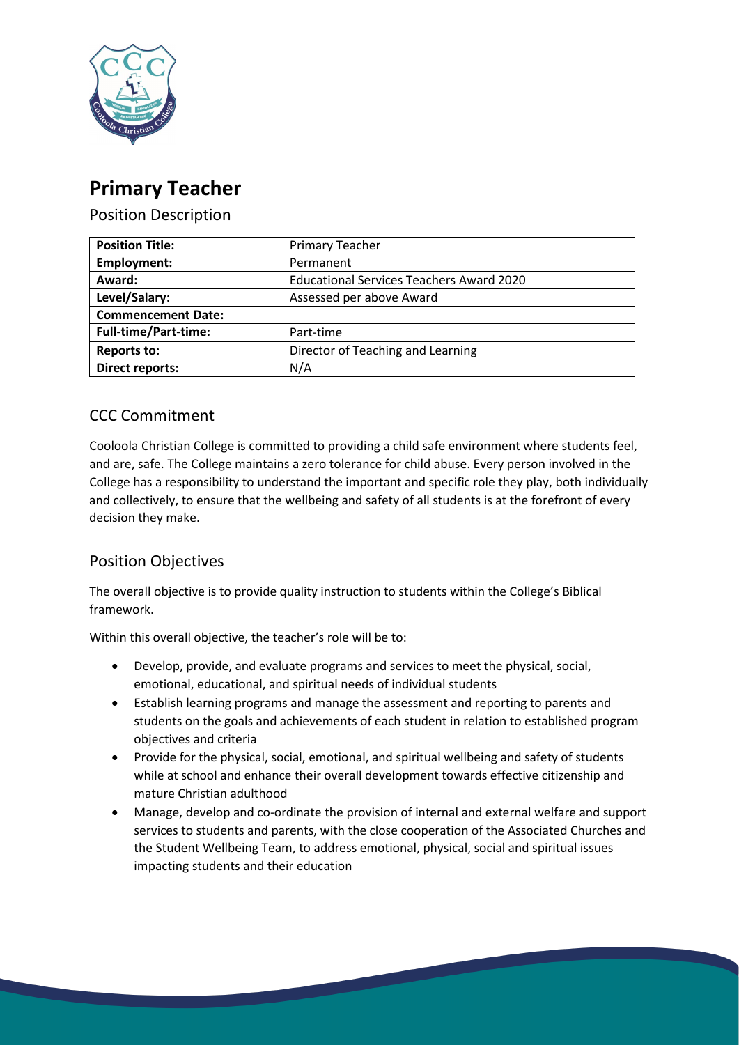# Primary Teacher

## Position Description

| Position Title: | Primary Teacher |
|---|---|
| Employment: | Permanent |
| Award: | Educational Services Teachers Award 2020 |
| Level/Salary: | Assessed per above Award |
| Commencement Date: | |
| Full-time/Part-time: | Part-time |
| Reports to: | Director of Teaching and Learning |
| Direct reports: | N/A |

## CCC Commitment

Cooloola Christian College is committed to providing a child safe environment where students feel, and are, safe. The College maintains a zero tolerance for child abuse. Every person involved in the College has a responsibility to understand the important and specific role they play, both individually and collectively, to ensure that the wellbeing and safety of all students is at the forefront of every decision they make.

## Position Objectives

The overall objective is to provide quality instruction to students within the College's Biblical framework.

Within this overall objective, the teacher's role will be to:

- Develop, provide, and evaluate programs and services to meet the physical, social, emotional, educational, and spiritual needs of individual students
- Establish learning programs and manage the assessment and reporting to parents and students on the goals and achievements of each student in relation to established program objectives and criteria
- Provide for the physical, social, emotional, and spiritual wellbeing and safety of students while at school and enhance their overall development towards effective citizenship and mature Christian adulthood
- Manage, develop and co-ordinate the provision of internal and external welfare and support services to students and parents, with the close cooperation of the Associated Churches and the Student Wellbeing Team, to address emotional, physical, social and spiritual issues impacting students and their education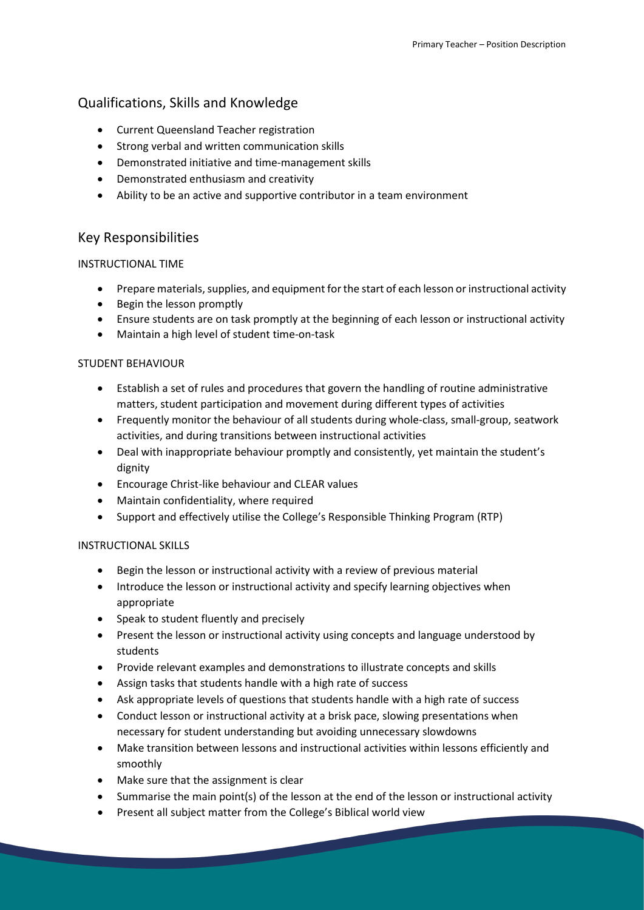## Qualifications, Skills and Knowledge

- Current Queensland Teacher registration
- Strong verbal and written communication skills
- Demonstrated initiative and time-management skills
- Demonstrated enthusiasm and creativity
- Ability to be an active and supportive contributor in a team environment

## Key Responsibilities

### INSTRUCTIONAL TIME

- Prepare materials, supplies, and equipment for the start of each lesson or instructional activity
- Begin the lesson promptly
- Ensure students are on task promptly at the beginning of each lesson or instructional activity
- Maintain a high level of student time-on-task

### STUDENT BEHAVIOUR

- Establish a set of rules and procedures that govern the handling of routine administrative matters, student participation and movement during different types of activities
- Frequently monitor the behaviour of all students during whole-class, small-group, seatwork activities, and during transitions between instructional activities
- Deal with inappropriate behaviour promptly and consistently, yet maintain the student's dignity
- Encourage Christ-like behaviour and CLEAR values
- Maintain confidentiality, where required
- Support and effectively utilise the College's Responsible Thinking Program (RTP)

### INSTRUCTIONAL SKILLS

- Begin the lesson or instructional activity with a review of previous material
- Introduce the lesson or instructional activity and specify learning objectives when appropriate
- Speak to student fluently and precisely
- Present the lesson or instructional activity using concepts and language understood by students
- Provide relevant examples and demonstrations to illustrate concepts and skills
- Assign tasks that students handle with a high rate of success
- Ask appropriate levels of questions that students handle with a high rate of success
- Conduct lesson or instructional activity at a brisk pace, slowing presentations when necessary for student understanding but avoiding unnecessary slowdowns
- Make transition between lessons and instructional activities within lessons efficiently and smoothly
- Make sure that the assignment is clear
- Summarise the main point(s) of the lesson at the end of the lesson or instructional activity
- Present all subject matter from the College's Biblical world view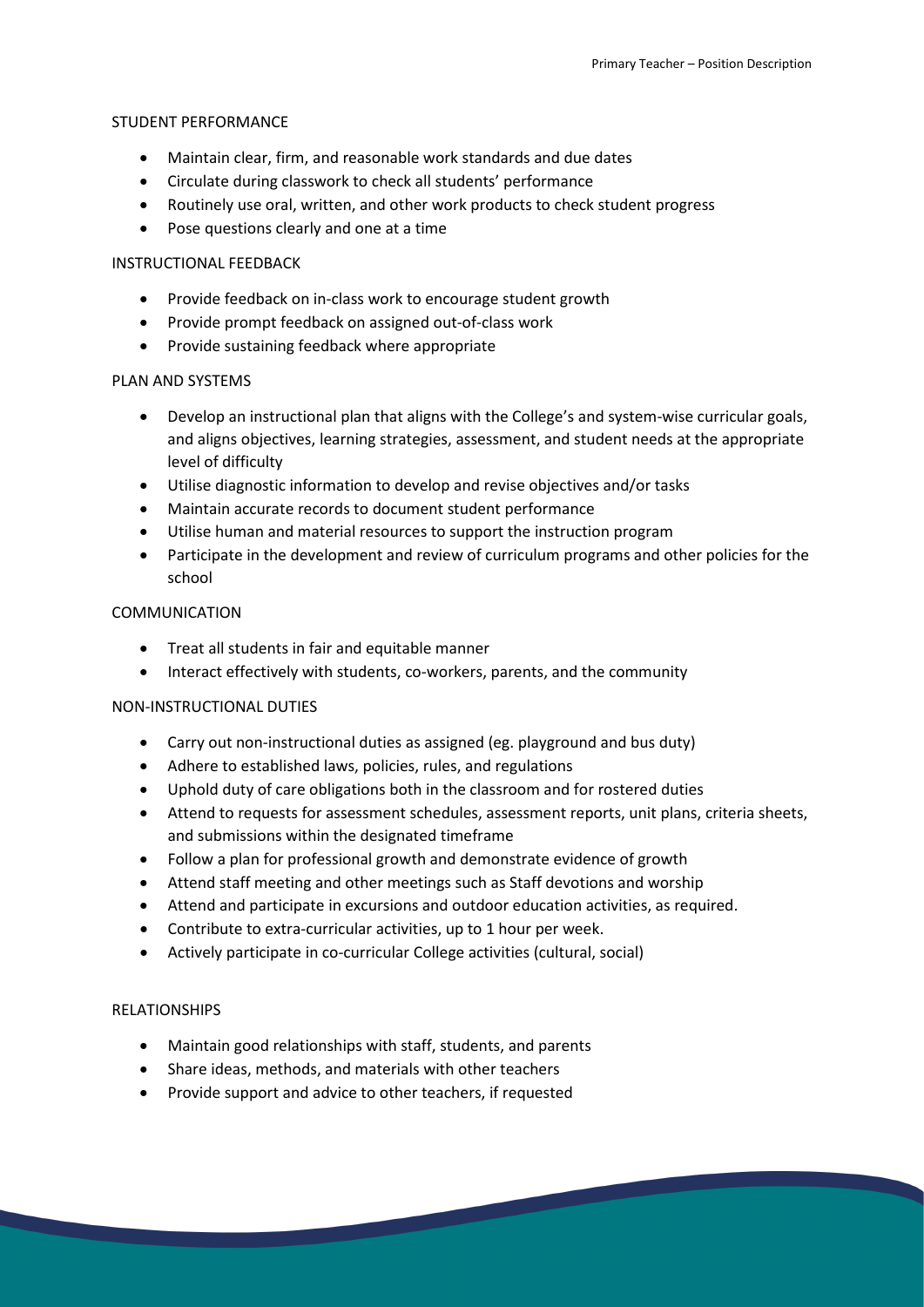STUDENT PERFORMANCE

- Maintain clear, firm, and reasonable work standards and due dates
- Circulate during classwork to check all students' performance
- Routinely use oral, written, and other work products to check student progress
- Pose questions clearly and one at a time

INSTRUCTIONAL FEEDBACK

- Provide feedback on in-class work to encourage student growth
- Provide prompt feedback on assigned out-of-class work
- Provide sustaining feedback where appropriate

PLAN AND SYSTEMS

- Develop an instructional plan that aligns with the College's and system-wise curricular goals, and aligns objectives, learning strategies, assessment, and student needs at the appropriate level of difficulty
- Utilise diagnostic information to develop and revise objectives and/or tasks
- Maintain accurate records to document student performance
- Utilise human and material resources to support the instruction program
- Participate in the development and review of curriculum programs and other policies for the school

COMMUNICATION

- Treat all students in fair and equitable manner
- Interact effectively with students, co-workers, parents, and the community

NON-INSTRUCTIONAL DUTIES

- Carry out non-instructional duties as assigned (eg. playground and bus duty)
- Adhere to established laws, policies, rules, and regulations
- Uphold duty of care obligations both in the classroom and for rostered duties
- Attend to requests for assessment schedules, assessment reports, unit plans, criteria sheets, and submissions within the designated timeframe
- Follow a plan for professional growth and demonstrate evidence of growth
- Attend staff meeting and other meetings such as Staff devotions and worship
- Attend and participate in excursions and outdoor education activities, as required.
- Contribute to extra-curricular activities, up to 1 hour per week.
- Actively participate in co-curricular College activities (cultural, social)

RELATIONSHIPS

- Maintain good relationships with staff, students, and parents
- Share ideas, methods, and materials with other teachers
- Provide support and advice to other teachers, if requested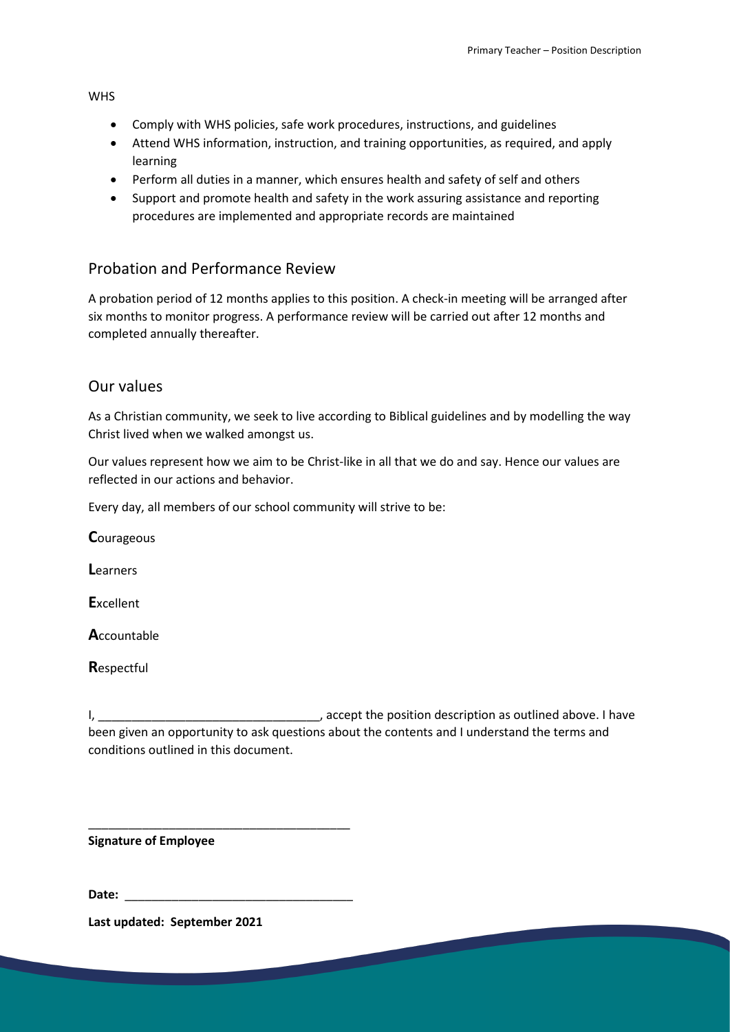WHS

- Comply with WHS policies, safe work procedures, instructions, and guidelines
- Attend WHS information, instruction, and training opportunities, as required, and apply learning
- Perform all duties in a manner, which ensures health and safety of self and others
- Support and promote health and safety in the work assuring assistance and reporting procedures are implemented and appropriate records are maintained

## Probation and Performance Review

A probation period of 12 months applies to this position. A check-in meeting will be arranged after six months to monitor progress. A performance review will be carried out after 12 months and completed annually thereafter.

## Our values

As a Christian community, we seek to live according to Biblical guidelines and by modelling the way Christ lived when we walked amongst us.

Our values represent how we aim to be Christ-like in all that we do and say. Hence our values are reflected in our actions and behavior.

Every day, all members of our school community will strive to be:

**C**ourageous

**L**earners

**E**xcellent

**A**ccountable

**R**espectful

I, ________________________________, accept the position description as outlined above. I have been given an opportunity to ask questions about the contents and I understand the terms and conditions outlined in this document.

_______________________________________

**Signature of Employee**

**Date:** __________________________________

**Last updated: September 2021**